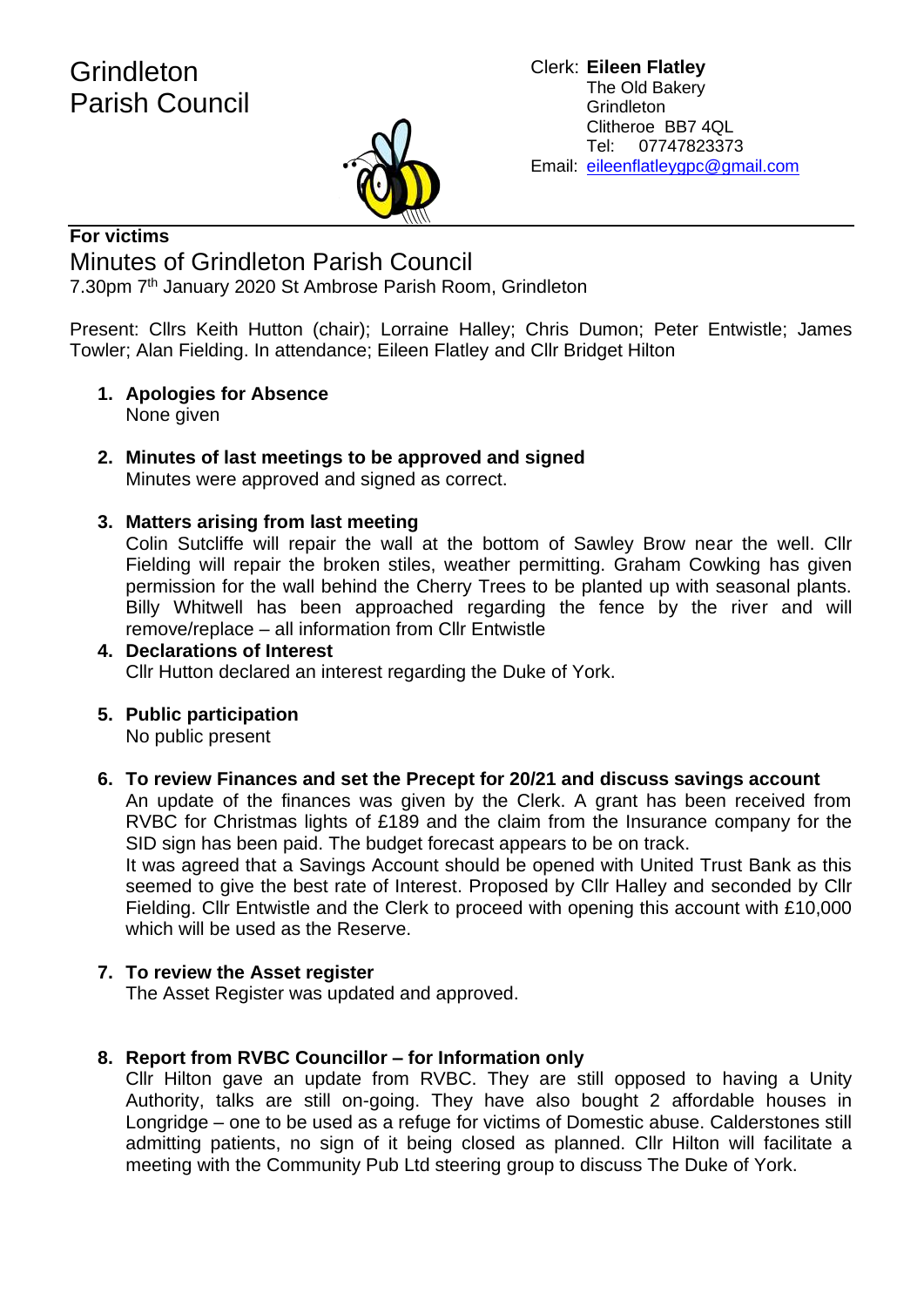# Grindleton Parish Council

Clerk: **Eileen Flatley**
The Old Bakery
Grindleton
Clitheroe BB7 4QL
Tel: 07747823373
Email: eileenflatleygpc@gmail.com

**For victims**

## Minutes of Grindleton Parish Council

7.30pm 7th January 2020 St Ambrose Parish Room, Grindleton

Present: Cllrs Keith Hutton (chair); Lorraine Halley; Chris Dumon; Peter Entwistle; James Towler; Alan Fielding. In attendance; Eileen Flatley and Cllr Bridget Hilton

1. **Apologies for Absence**
   None given

2. **Minutes of last meetings to be approved and signed**
   Minutes were approved and signed as correct.

3. **Matters arising from last meeting**
   Colin Sutcliffe will repair the wall at the bottom of Sawley Brow near the well. Cllr Fielding will repair the broken stiles, weather permitting. Graham Cowking has given permission for the wall behind the Cherry Trees to be planted up with seasonal plants. Billy Whitwell has been approached regarding the fence by the river and will remove/replace – all information from Cllr Entwistle

4. **Declarations of Interest**
   Cllr Hutton declared an interest regarding the Duke of York.

5. **Public participation**
   No public present

6. **To review Finances and set the Precept for 20/21 and discuss savings account**
   An update of the finances was given by the Clerk. A grant has been received from RVBC for Christmas lights of £189 and the claim from the Insurance company for the SID sign has been paid. The budget forecast appears to be on track.
   It was agreed that a Savings Account should be opened with United Trust Bank as this seemed to give the best rate of Interest. Proposed by Cllr Halley and seconded by Cllr Fielding. Cllr Entwistle and the Clerk to proceed with opening this account with £10,000 which will be used as the Reserve.

7. **To review the Asset register**
   The Asset Register was updated and approved.

8. **Report from RVBC Councillor – for Information only**
   Cllr Hilton gave an update from RVBC. They are still opposed to having a Unity Authority, talks are still on-going. They have also bought 2 affordable houses in Longridge – one to be used as a refuge for victims of Domestic abuse. Calderstones still admitting patients, no sign of it being closed as planned. Cllr Hilton will facilitate a meeting with the Community Pub Ltd steering group to discuss The Duke of York.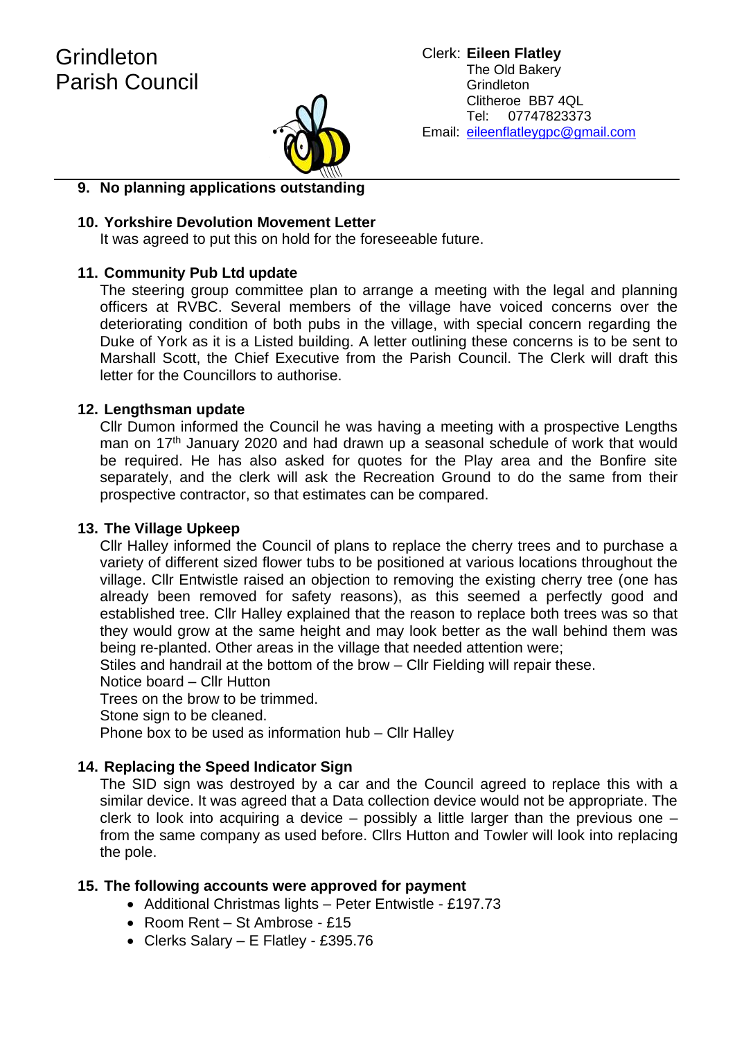Grindleton Parish Council

Clerk: **Eileen Flatley**
The Old Bakery
Grindleton
Clitheroe BB7 4QL
Tel: 07747823373
Email: eileenflatleygpc@gmail.com

**9. No planning applications outstanding**

**10. Yorkshire Devolution Movement Letter**

It was agreed to put this on hold for the foreseeable future.

**11. Community Pub Ltd update**

The steering group committee plan to arrange a meeting with the legal and planning officers at RVBC. Several members of the village have voiced concerns over the deteriorating condition of both pubs in the village, with special concern regarding the Duke of York as it is a Listed building. A letter outlining these concerns is to be sent to Marshall Scott, the Chief Executive from the Parish Council. The Clerk will draft this letter for the Councillors to authorise.

**12. Lengthsman update**

Cllr Dumon informed the Council he was having a meeting with a prospective Lengths man on 17th January 2020 and had drawn up a seasonal schedule of work that would be required. He has also asked for quotes for the Play area and the Bonfire site separately, and the clerk will ask the Recreation Ground to do the same from their prospective contractor, so that estimates can be compared.

**13. The Village Upkeep**

Cllr Halley informed the Council of plans to replace the cherry trees and to purchase a variety of different sized flower tubs to be positioned at various locations throughout the village. Cllr Entwistle raised an objection to removing the existing cherry tree (one has already been removed for safety reasons), as this seemed a perfectly good and established tree. Cllr Halley explained that the reason to replace both trees was so that they would grow at the same height and may look better as the wall behind them was being re-planted. Other areas in the village that needed attention were;

Stiles and handrail at the bottom of the brow – Cllr Fielding will repair these.
Notice board – Cllr Hutton
Trees on the brow to be trimmed.
Stone sign to be cleaned.
Phone box to be used as information hub – Cllr Halley

**14. Replacing the Speed Indicator Sign**

The SID sign was destroyed by a car and the Council agreed to replace this with a similar device. It was agreed that a Data collection device would not be appropriate. The clerk to look into acquiring a device – possibly a little larger than the previous one – from the same company as used before. Cllrs Hutton and Towler will look into replacing the pole.

**15. The following accounts were approved for payment**

- Additional Christmas lights – Peter Entwistle - £197.73
- Room Rent – St Ambrose - £15
- Clerks Salary – E Flatley - £395.76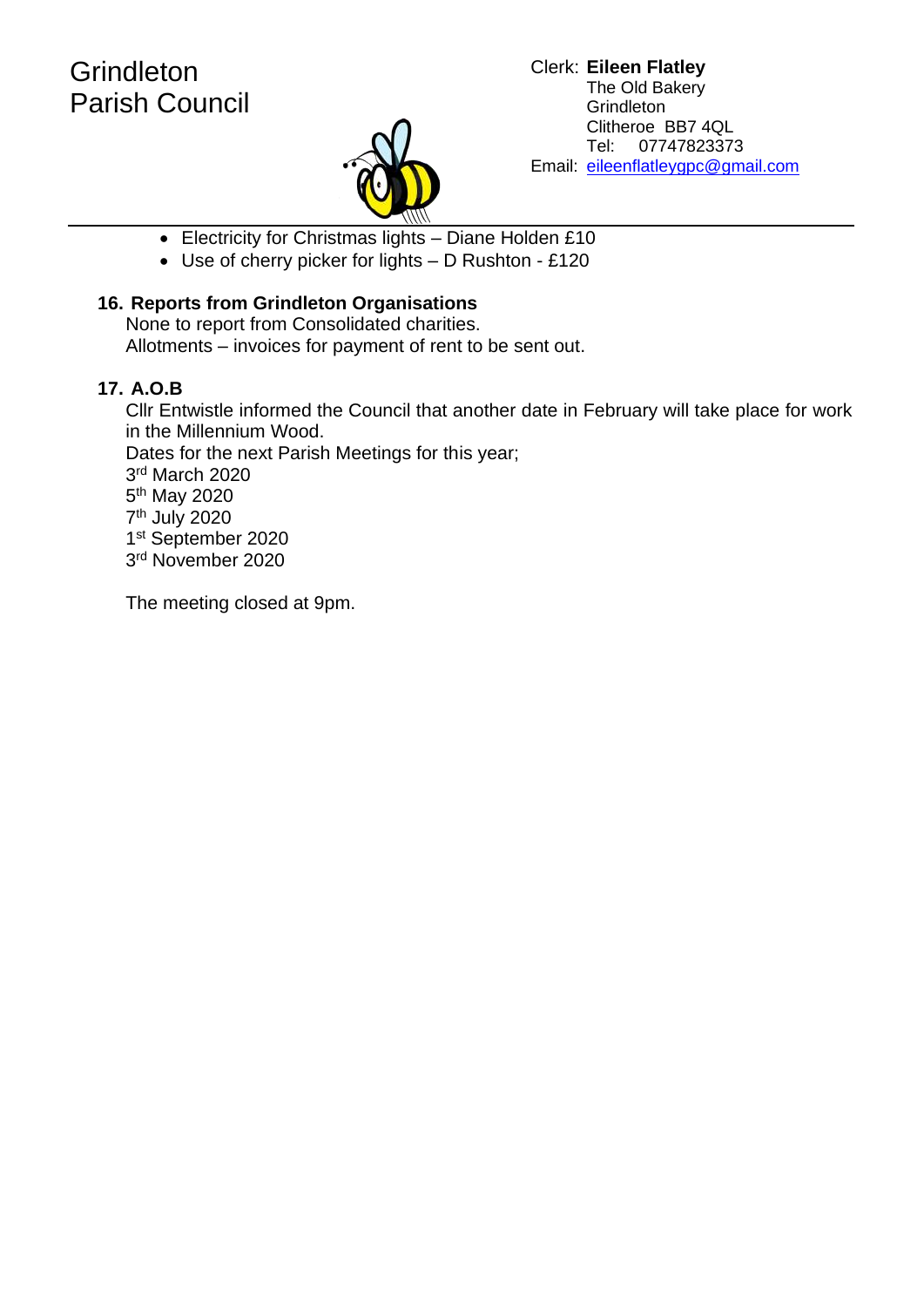- Electricity for Christmas lights – Diane Holden £10
- Use of cherry picker for lights – D Rushton - £120

**16. Reports from Grindleton Organisations**

None to report from Consolidated charities.
Allotments – invoices for payment of rent to be sent out.

**17. A.O.B**

Cllr Entwistle informed the Council that another date in February will take place for work in the Millennium Wood.
Dates for the next Parish Meetings for this year;
3rd March 2020
5th May 2020
7th July 2020
1st September 2020
3rd November 2020

The meeting closed at 9pm.